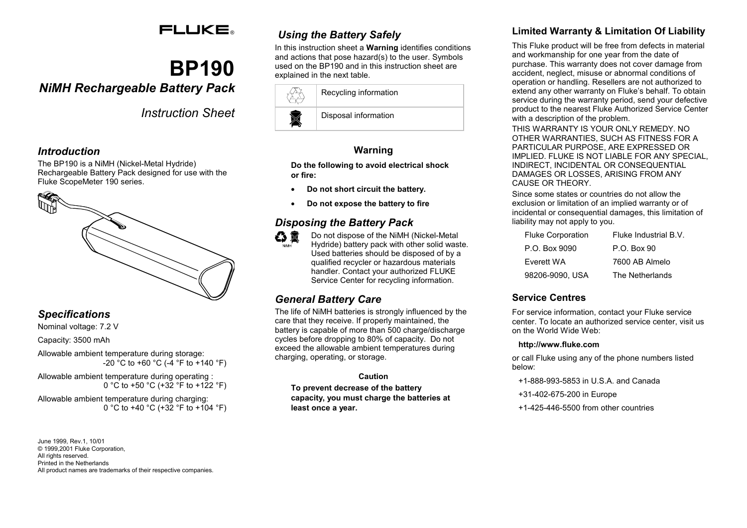FLUKE®

# BP190

## NiMH Rechargeable Battery Pack

*Instruction Sheet*

## Introduction

The BP190 is a NiMH (Nickel-Metal Hydride) Rechargeable Battery Pack designed for use with the Fluke ScopeMeter 190 series.

## Specifications

Nominal voltage: 7.2 V

Capacity: 3500 mAh

Allowable ambient temperature during storage: -20 °C to +60 °C (-4 °F to +140 °F)

Allowable ambient temperature during operating : 0 °C to +50 °C (+32 °F to +122 °F)

Allowable ambient temperature during charging: 0 °C to +40 °C (+32 °F to +104 °F)

June 1999, Rev.1, 10/01
© 1999,2001 Fluke Corporation,
All rights reserved.
Printed in the Netherlands
All product names are trademarks of their respective companies.

## Using the Battery Safely

In this instruction sheet a **Warning** identifies conditions and actions that pose hazard(s) to the user. Symbols used on the BP190 and in this instruction sheet are explained in the next table.

| Symbol | Description |
| --- | --- |
| | Recycling information |
| | Disposal information |

### Warning

**Do the following to avoid electrical shock or fire:**

- **Do not short circuit the battery.**
- **Do not expose the battery to fire**

## Disposing the Battery Pack

Do not dispose of the NiMH (Nickel-Metal Hydride) battery pack with other solid waste. Used batteries should be disposed of by a qualified recycler or hazardous materials handler. Contact your authorized FLUKE Service Center for recycling information.

## General Battery Care

The life of NiMH batteries is strongly influenced by the care that they receive. If properly maintained, the battery is capable of more than 500 charge/discharge cycles before dropping to 80% of capacity. Do not exceed the allowable ambient temperatures during charging, operating, or storage.

**Caution**

**To prevent decrease of the battery capacity, you must charge the batteries at least once a year.**

## Limited Warranty & Limitation Of Liability

This Fluke product will be free from defects in material and workmanship for one year from the date of purchase. This warranty does not cover damage from accident, neglect, misuse or abnormal conditions of operation or handling. Resellers are not authorized to extend any other warranty on Fluke's behalf. To obtain service during the warranty period, send your defective product to the nearest Fluke Authorized Service Center with a description of the problem.

THIS WARRANTY IS YOUR ONLY REMEDY. NO OTHER WARRANTIES, SUCH AS FITNESS FOR A PARTICULAR PURPOSE, ARE EXPRESSED OR IMPLIED. FLUKE IS NOT LIABLE FOR ANY SPECIAL, INDIRECT, INCIDENTAL OR CONSEQUENTIAL DAMAGES OR LOSSES, ARISING FROM ANY CAUSE OR THEORY.

Since some states or countries do not allow the exclusion or limitation of an implied warranty or of incidental or consequential damages, this limitation of liability may not apply to you.

| Fluke Corporation | Fluke Industrial B.V. |
| --- | --- |
| P.O. Box 9090 | P.O. Box 90 |
| Everett WA | 7600 AB Almelo |
| 98206-9090, USA | The Netherlands |

## Service Centres

For service information, contact your Fluke service center. To locate an authorized service center, visit us on the World Wide Web:

**http://www.fluke.com**

or call Fluke using any of the phone numbers listed below:

+1-888-993-5853 in U.S.A. and Canada

+31-402-675-200 in Europe

+1-425-446-5500 from other countries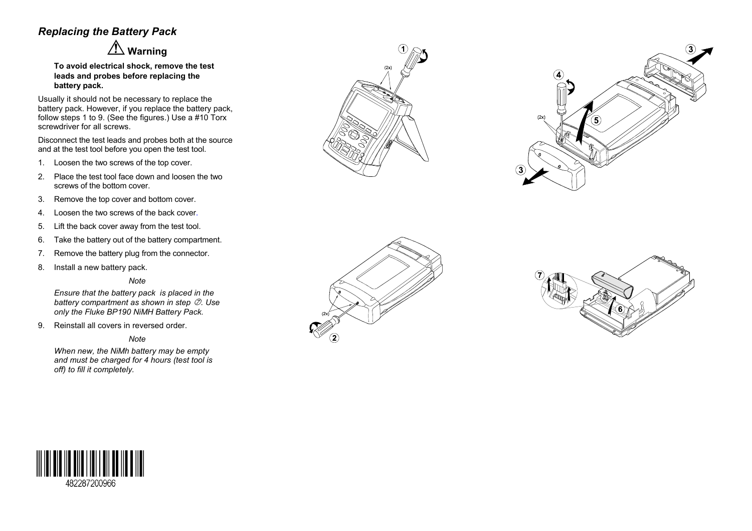## *Replacing the Battery Pack*

### ⚠ Warning

**To avoid electrical shock, remove the test leads and probes before replacing the battery pack.**

Usually it should not be necessary to replace the battery pack. However, if you replace the battery pack, follow steps 1 to 9. (See the figures.) Use a #10 Torx screwdriver for all screws.

Disconnect the test leads and probes both at the source and at the test tool before you open the test tool.

1. Loosen the two screws of the top cover.
2. Place the test tool face down and loosen the two screws of the bottom cover.
3. Remove the top cover and bottom cover.
4. Loosen the two screws of the back cover.
5. Lift the back cover away from the test tool.
6. Take the battery out of the battery compartment.
7. Remove the battery plug from the connector.
8. Install a new battery pack.

   *Note*

   *Ensure that the battery pack is placed in the battery compartment as shown in step ⑦. Use only the Fluke BP190 NiMH Battery Pack.*

9. Reinstall all covers in reversed order.

   *Note*

   *When new, the NiMh battery may be empty and must be charged for 4 hours (test tool is off) to fill it completely.*

482287200966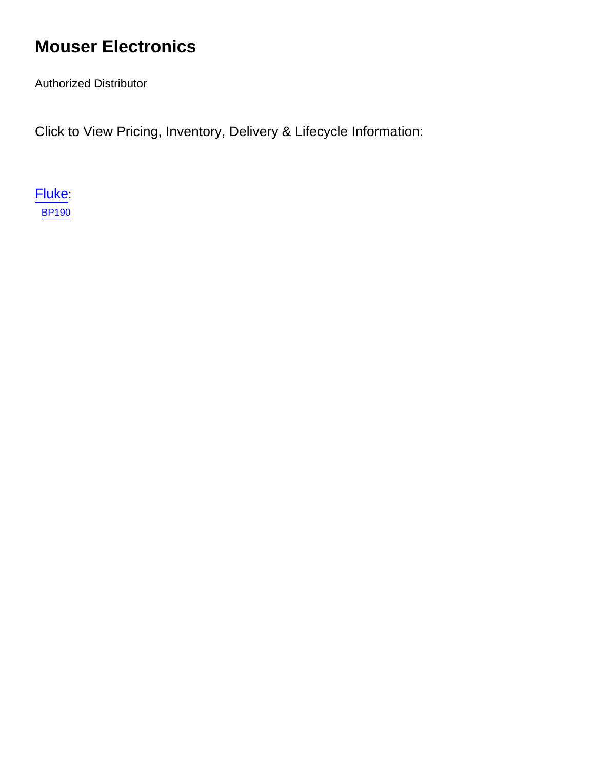# Mouser Electronics

Authorized Distributor

Click to View Pricing, Inventory, Delivery & Lifecycle Information:

Fluke:

BP190